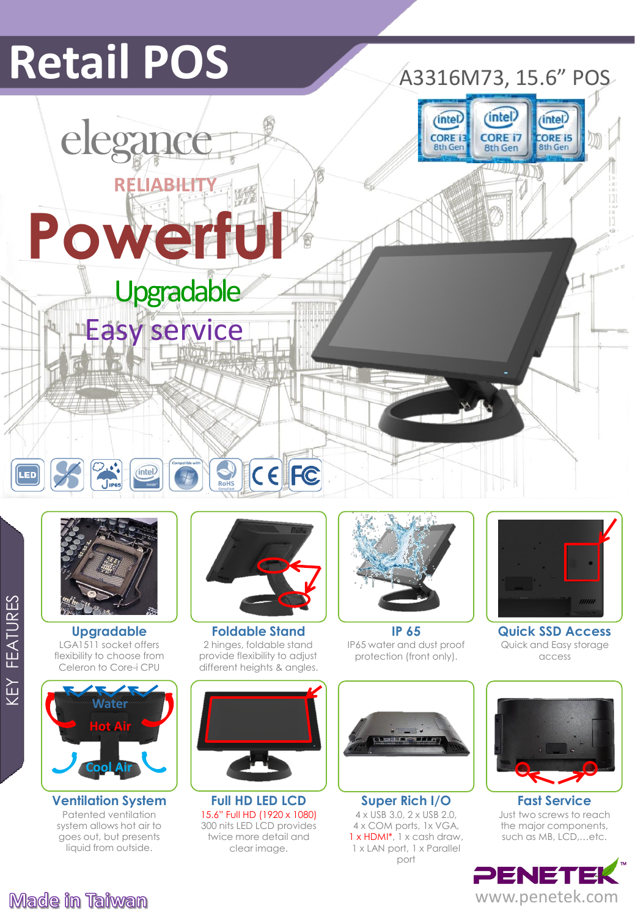# Retail POS

## A3316M73, 15.6" POS

elegance

RELIABILITY

**Powerful**

Upgradable

Easy service

## KEY FEATURES

### Upgradable
LGA1511 socket offers flexibility to choose from Celeron to Core-i CPU

### Foldable Stand
2 hinges, foldable stand provide flexibility to adjust different heights & angles.

### IP 65
IP65 water and dust proof protection (front only).

### Quick SSD Access
Quick and Easy storage access

### Ventilation System
Patented ventilation system allows hot air to goes out, but presents liquid from outside.

### Full HD LED LCD
15.6" Full HD (1920 x 1080) 300 nits LED LCD provides twice more detail and clear image.

### Super Rich I/O
4 x USB 3.0, 2 x USB 2.0, 4 x COM ports, 1x VGA, 1 x HDMI*, 1 x cash draw, 1 x LAN port, 1 x Parallel port

### Fast Service
Just two screws to reach the major components, such as MB, LCD,...etc.

Made in Taiwan

PENETEK

www.penetek.com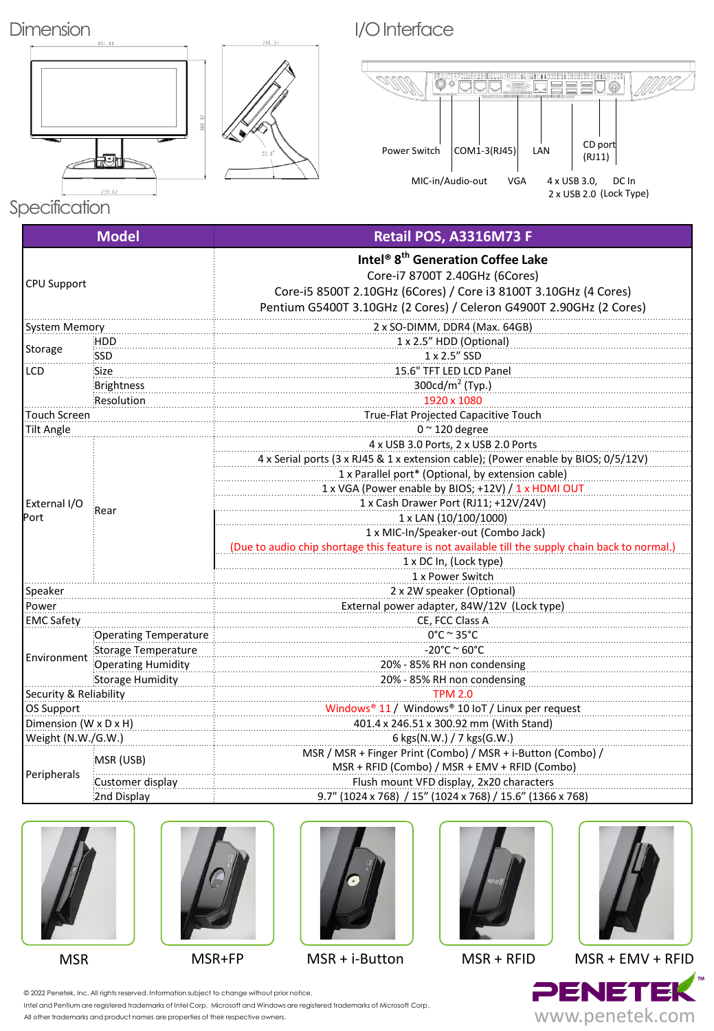## Dimension

401.44

246.51

300.92

239.62

50.6°

## I/O Interface

Power Switch

COM1-3(RJ45)

LAN

CD port (RJ11)

MIC-in/Audio-out

VGA

4 x USB 3.0, 2 x USB 2.0

DC In (Lock Type)

## Specification

| Model | | Retail POS, A3316M73 F |
|---|---|---|
| CPU Support | | **Intel® 8th Generation Coffee Lake**<br>Core-i7 8700T 2.40GHz (6Cores)<br>Core-i5 8500T 2.10GHz (6Cores) / Core i3 8100T 3.10GHz (4 Cores)<br>Pentium G5400T 3.10GHz (2 Cores) / Celeron G4900T 2.90GHz (2 Cores) |
| System Memory | | 2 x SO-DIMM, DDR4 (Max. 64GB) |
| Storage | HDD | 1 x 2.5" HDD (Optional) |
| | SSD | 1 x 2.5" SSD |
| LCD | Size | 15.6" TFT LED LCD Panel |
| | Brightness | 300cd/m² (Typ.) |
| | Resolution | 1920 x 1080 |
| Touch Screen | | True-Flat Projected Capacitive Touch |
| Tilt Angle | | 0 ~ 120 degree |
| External I/O Port | Rear | 4 x USB 3.0 Ports, 2 x USB 2.0 Ports |
| | | 4 x Serial ports (3 x RJ45 & 1 x extension cable); (Power enable by BIOS; 0/5/12V) |
| | | 1 x Parallel port* (Optional, by extension cable) |
| | | 1 x VGA (Power enable by BIOS; +12V) / 1 x HDMI OUT |
| | | 1 x Cash Drawer Port (RJ11; +12V/24V) |
| | | 1 x LAN (10/100/1000) |
| | | 1 x MIC-In/Speaker-out (Combo Jack)<br>(Due to audio chip shortage this feature is not available till the supply chain back to normal.) |
| | | 1 x DC In, (Lock type) |
| | | 1 x Power Switch |
| Speaker | | 2 x 2W speaker (Optional) |
| Power | | External power adapter, 84W/12V (Lock type) |
| EMC Safety | | CE, FCC Class A |
| Environment | Operating Temperature | 0°C ~ 35°C |
| | Storage Temperature | -20°C ~ 60°C |
| | Operating Humidity | 20% - 85% RH non condensing |
| | Storage Humidity | 20% - 85% RH non condensing |
| Security & Reliability | | TPM 2.0 |
| OS Support | | Windows® 11 / Windows® 10 IoT / Linux per request |
| Dimension (W x D x H) | | 401.4 x 246.51 x 300.92 mm (With Stand) |
| Weight (N.W./G.W.) | | 6 kgs(N.W.) / 7 kgs(G.W.) |
| Peripherals | MSR (USB) | MSR / MSR + Finger Print (Combo) / MSR + i-Button (Combo) /<br>MSR + RFID (Combo) / MSR + EMV + RFID (Combo) |
| | Customer display | Flush mount VFD display, 2x20 characters |
| | 2nd Display | 9.7" (1024 x 768) / 15" (1024 x 768) / 15.6" (1366 x 768) |

MSR

MSR+FP

MSR + i-Button

MSR + RFID

MSR + EMV + RFID

© 2022 Penetek, Inc. All rights reserved. Information subject to change without prior notice.
Intel and Pentium are registered trademarks of Intel Corp. Microsoft and Windows are registered trademarks of Microsoft Corp.
All other trademarks and product names are properties of their respective owners.

PENETEK™
www.penetek.com